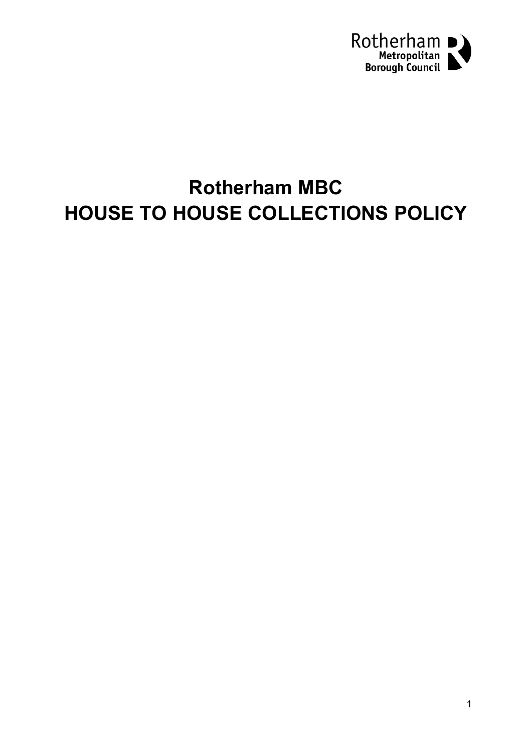Rotherham Metropolitan Borough Council

# Rotherham MBC
# HOUSE TO HOUSE COLLECTIONS POLICY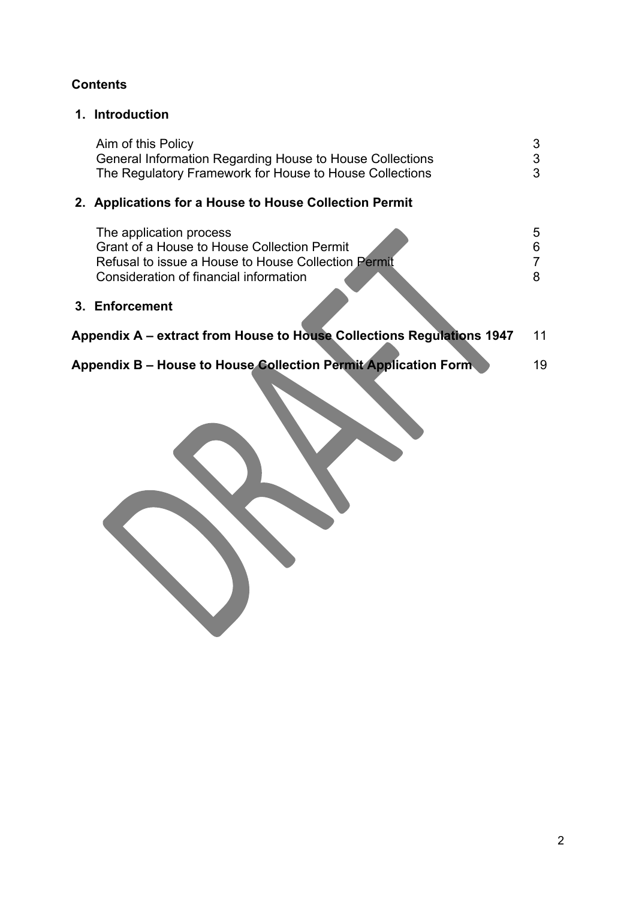**Contents**

**1. Introduction**

| | |
|---|---|
| Aim of this Policy | 3 |
| General Information Regarding House to House Collections | 3 |
| The Regulatory Framework for House to House Collections | 3 |

**2. Applications for a House to House Collection Permit**

| | |
|---|---|
| The application process | 5 |
| Grant of a House to House Collection Permit | 6 |
| Refusal to issue a House to House Collection Permit | 7 |
| Consideration of financial information | 8 |

**3. Enforcement**

| | |
|---|---|
| **Appendix A – extract from House to House Collections Regulations 1947** | 11 |
| **Appendix B – House to House Collection Permit Application Form** | 19 |

DRAFT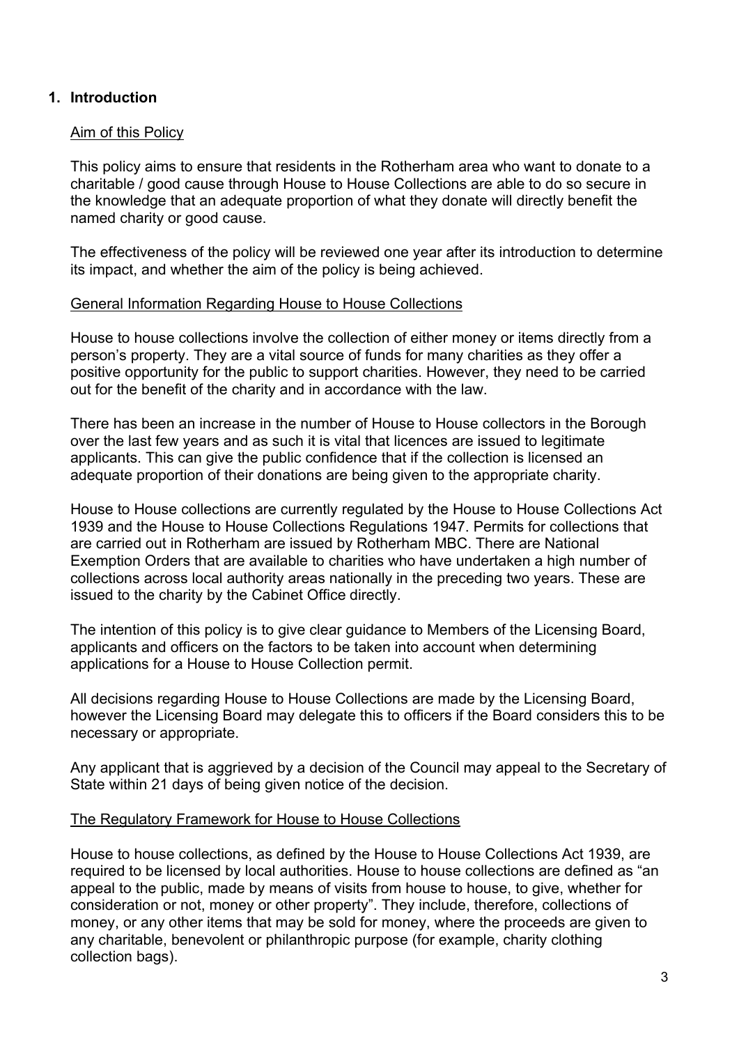## 1. Introduction

### Aim of this Policy

This policy aims to ensure that residents in the Rotherham area who want to donate to a charitable / good cause through House to House Collections are able to do so secure in the knowledge that an adequate proportion of what they donate will directly benefit the named charity or good cause.

The effectiveness of the policy will be reviewed one year after its introduction to determine its impact, and whether the aim of the policy is being achieved.

### General Information Regarding House to House Collections

House to house collections involve the collection of either money or items directly from a person's property. They are a vital source of funds for many charities as they offer a positive opportunity for the public to support charities. However, they need to be carried out for the benefit of the charity and in accordance with the law.

There has been an increase in the number of House to House collectors in the Borough over the last few years and as such it is vital that licences are issued to legitimate applicants. This can give the public confidence that if the collection is licensed an adequate proportion of their donations are being given to the appropriate charity.

House to House collections are currently regulated by the House to House Collections Act 1939 and the House to House Collections Regulations 1947. Permits for collections that are carried out in Rotherham are issued by Rotherham MBC. There are National Exemption Orders that are available to charities who have undertaken a high number of collections across local authority areas nationally in the preceding two years. These are issued to the charity by the Cabinet Office directly.

The intention of this policy is to give clear guidance to Members of the Licensing Board, applicants and officers on the factors to be taken into account when determining applications for a House to House Collection permit.

All decisions regarding House to House Collections are made by the Licensing Board, however the Licensing Board may delegate this to officers if the Board considers this to be necessary or appropriate.

Any applicant that is aggrieved by a decision of the Council may appeal to the Secretary of State within 21 days of being given notice of the decision.

### The Regulatory Framework for House to House Collections

House to house collections, as defined by the House to House Collections Act 1939, are required to be licensed by local authorities. House to house collections are defined as "an appeal to the public, made by means of visits from house to house, to give, whether for consideration or not, money or other property". They include, therefore, collections of money, or any other items that may be sold for money, where the proceeds are given to any charitable, benevolent or philanthropic purpose (for example, charity clothing collection bags).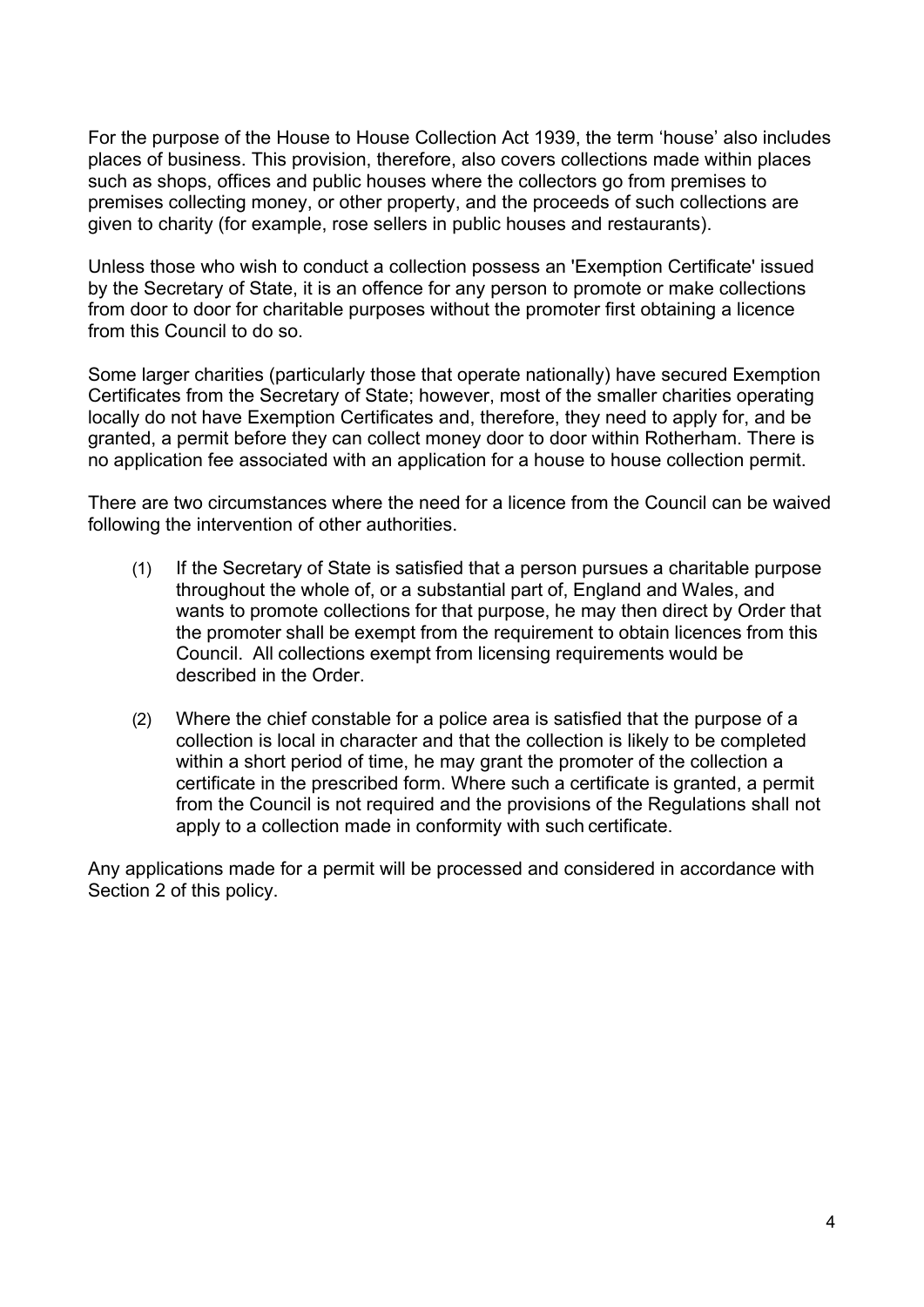For the purpose of the House to House Collection Act 1939, the term 'house' also includes places of business. This provision, therefore, also covers collections made within places such as shops, offices and public houses where the collectors go from premises to premises collecting money, or other property, and the proceeds of such collections are given to charity (for example, rose sellers in public houses and restaurants).

Unless those who wish to conduct a collection possess an 'Exemption Certificate' issued by the Secretary of State, it is an offence for any person to promote or make collections from door to door for charitable purposes without the promoter first obtaining a licence from this Council to do so.

Some larger charities (particularly those that operate nationally) have secured Exemption Certificates from the Secretary of State; however, most of the smaller charities operating locally do not have Exemption Certificates and, therefore, they need to apply for, and be granted, a permit before they can collect money door to door within Rotherham. There is no application fee associated with an application for a house to house collection permit.

There are two circumstances where the need for a licence from the Council can be waived following the intervention of other authorities.

(1) If the Secretary of State is satisfied that a person pursues a charitable purpose throughout the whole of, or a substantial part of, England and Wales, and wants to promote collections for that purpose, he may then direct by Order that the promoter shall be exempt from the requirement to obtain licences from this Council. All collections exempt from licensing requirements would be described in the Order.

(2) Where the chief constable for a police area is satisfied that the purpose of a collection is local in character and that the collection is likely to be completed within a short period of time, he may grant the promoter of the collection a certificate in the prescribed form. Where such a certificate is granted, a permit from the Council is not required and the provisions of the Regulations shall not apply to a collection made in conformity with such certificate.

Any applications made for a permit will be processed and considered in accordance with Section 2 of this policy.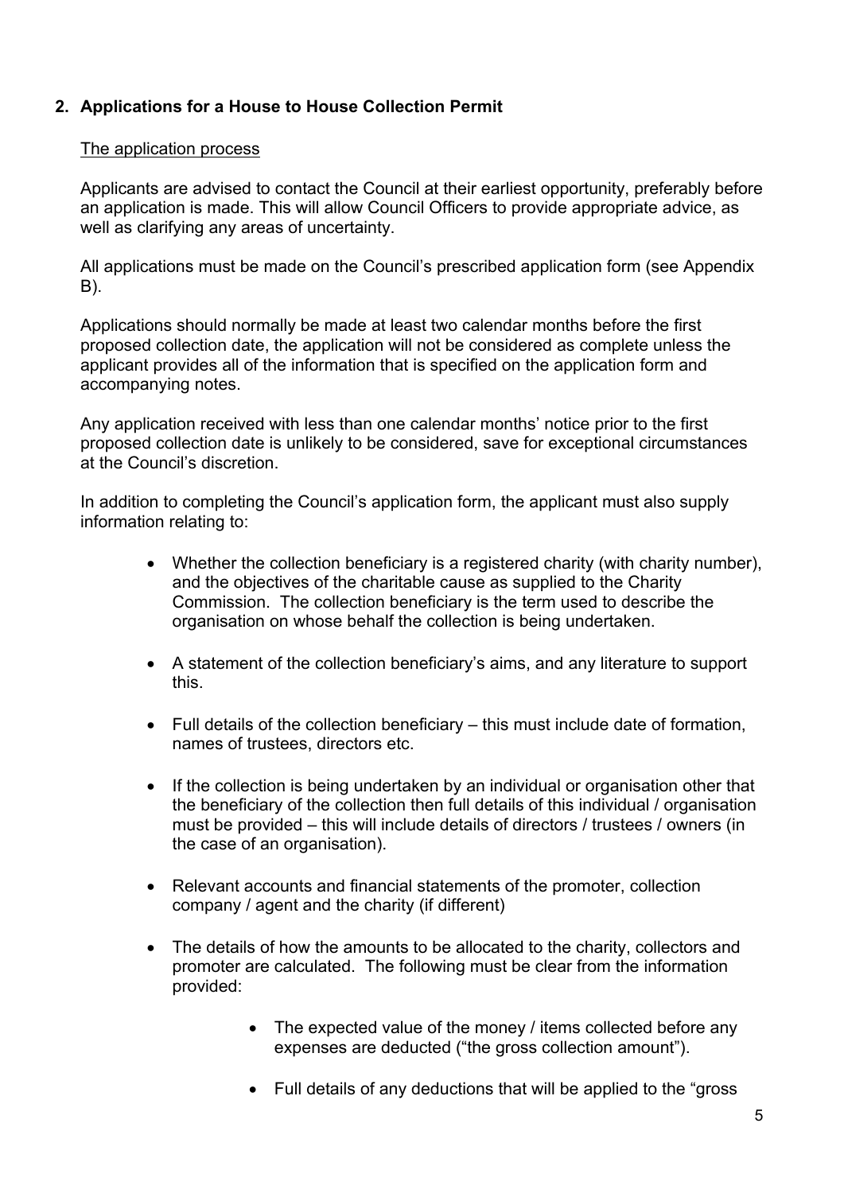## 2. Applications for a House to House Collection Permit

The application process

Applicants are advised to contact the Council at their earliest opportunity, preferably before an application is made. This will allow Council Officers to provide appropriate advice, as well as clarifying any areas of uncertainty.

All applications must be made on the Council's prescribed application form (see Appendix B).

Applications should normally be made at least two calendar months before the first proposed collection date, the application will not be considered as complete unless the applicant provides all of the information that is specified on the application form and accompanying notes.

Any application received with less than one calendar months' notice prior to the first proposed collection date is unlikely to be considered, save for exceptional circumstances at the Council's discretion.

In addition to completing the Council's application form, the applicant must also supply information relating to:

- Whether the collection beneficiary is a registered charity (with charity number), and the objectives of the charitable cause as supplied to the Charity Commission. The collection beneficiary is the term used to describe the organisation on whose behalf the collection is being undertaken.
- A statement of the collection beneficiary's aims, and any literature to support this.
- Full details of the collection beneficiary – this must include date of formation, names of trustees, directors etc.
- If the collection is being undertaken by an individual or organisation other that the beneficiary of the collection then full details of this individual / organisation must be provided – this will include details of directors / trustees / owners (in the case of an organisation).
- Relevant accounts and financial statements of the promoter, collection company / agent and the charity (if different)
- The details of how the amounts to be allocated to the charity, collectors and promoter are calculated. The following must be clear from the information provided:
  - The expected value of the money / items collected before any expenses are deducted ("the gross collection amount").
  - Full details of any deductions that will be applied to the "gross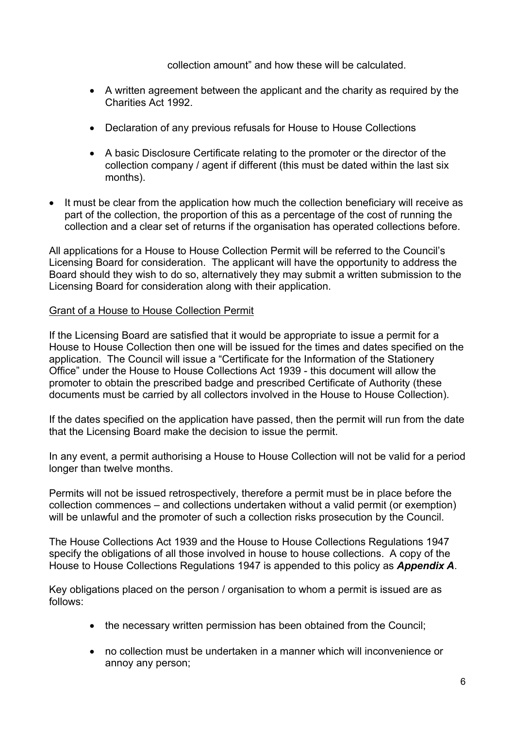collection amount" and how these will be calculated.

- A written agreement between the applicant and the charity as required by the Charities Act 1992.
- Declaration of any previous refusals for House to House Collections
- A basic Disclosure Certificate relating to the promoter or the director of the collection company / agent if different (this must be dated within the last six months).

- It must be clear from the application how much the collection beneficiary will receive as part of the collection, the proportion of this as a percentage of the cost of running the collection and a clear set of returns if the organisation has operated collections before.

All applications for a House to House Collection Permit will be referred to the Council's Licensing Board for consideration. The applicant will have the opportunity to address the Board should they wish to do so, alternatively they may submit a written submission to the Licensing Board for consideration along with their application.

<u>Grant of a House to House Collection Permit</u>

If the Licensing Board are satisfied that it would be appropriate to issue a permit for a House to House Collection then one will be issued for the times and dates specified on the application. The Council will issue a "Certificate for the Information of the Stationery Office" under the House to House Collections Act 1939 - this document will allow the promoter to obtain the prescribed badge and prescribed Certificate of Authority (these documents must be carried by all collectors involved in the House to House Collection).

If the dates specified on the application have passed, then the permit will run from the date that the Licensing Board make the decision to issue the permit.

In any event, a permit authorising a House to House Collection will not be valid for a period longer than twelve months.

Permits will not be issued retrospectively, therefore a permit must be in place before the collection commences – and collections undertaken without a valid permit (or exemption) will be unlawful and the promoter of such a collection risks prosecution by the Council.

The House Collections Act 1939 and the House to House Collections Regulations 1947 specify the obligations of all those involved in house to house collections. A copy of the House to House Collections Regulations 1947 is appended to this policy as ***Appendix A***.

Key obligations placed on the person / organisation to whom a permit is issued are as follows:

- the necessary written permission has been obtained from the Council;
- no collection must be undertaken in a manner which will inconvenience or annoy any person;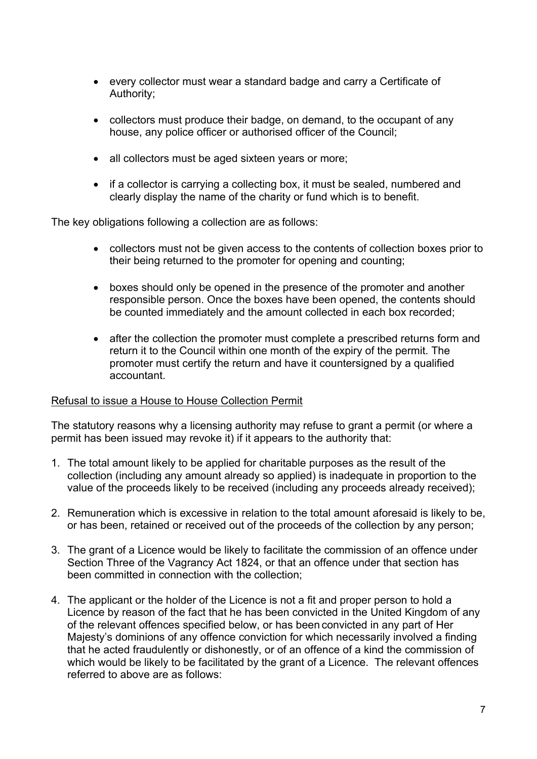- every collector must wear a standard badge and carry a Certificate of Authority;
- collectors must produce their badge, on demand, to the occupant of any house, any police officer or authorised officer of the Council;
- all collectors must be aged sixteen years or more;
- if a collector is carrying a collecting box, it must be sealed, numbered and clearly display the name of the charity or fund which is to benefit.

The key obligations following a collection are as follows:

- collectors must not be given access to the contents of collection boxes prior to their being returned to the promoter for opening and counting;
- boxes should only be opened in the presence of the promoter and another responsible person. Once the boxes have been opened, the contents should be counted immediately and the amount collected in each box recorded;
- after the collection the promoter must complete a prescribed returns form and return it to the Council within one month of the expiry of the permit. The promoter must certify the return and have it countersigned by a qualified accountant.

<u>Refusal to issue a House to House Collection Permit</u>

The statutory reasons why a licensing authority may refuse to grant a permit (or where a permit has been issued may revoke it) if it appears to the authority that:

1. The total amount likely to be applied for charitable purposes as the result of the collection (including any amount already so applied) is inadequate in proportion to the value of the proceeds likely to be received (including any proceeds already received);
2. Remuneration which is excessive in relation to the total amount aforesaid is likely to be, or has been, retained or received out of the proceeds of the collection by any person;
3. The grant of a Licence would be likely to facilitate the commission of an offence under Section Three of the Vagrancy Act 1824, or that an offence under that section has been committed in connection with the collection;
4. The applicant or the holder of the Licence is not a fit and proper person to hold a Licence by reason of the fact that he has been convicted in the United Kingdom of any of the relevant offences specified below, or has been convicted in any part of Her Majesty's dominions of any offence conviction for which necessarily involved a finding that he acted fraudulently or dishonestly, or of an offence of a kind the commission of which would be likely to be facilitated by the grant of a Licence. The relevant offences referred to above are as follows: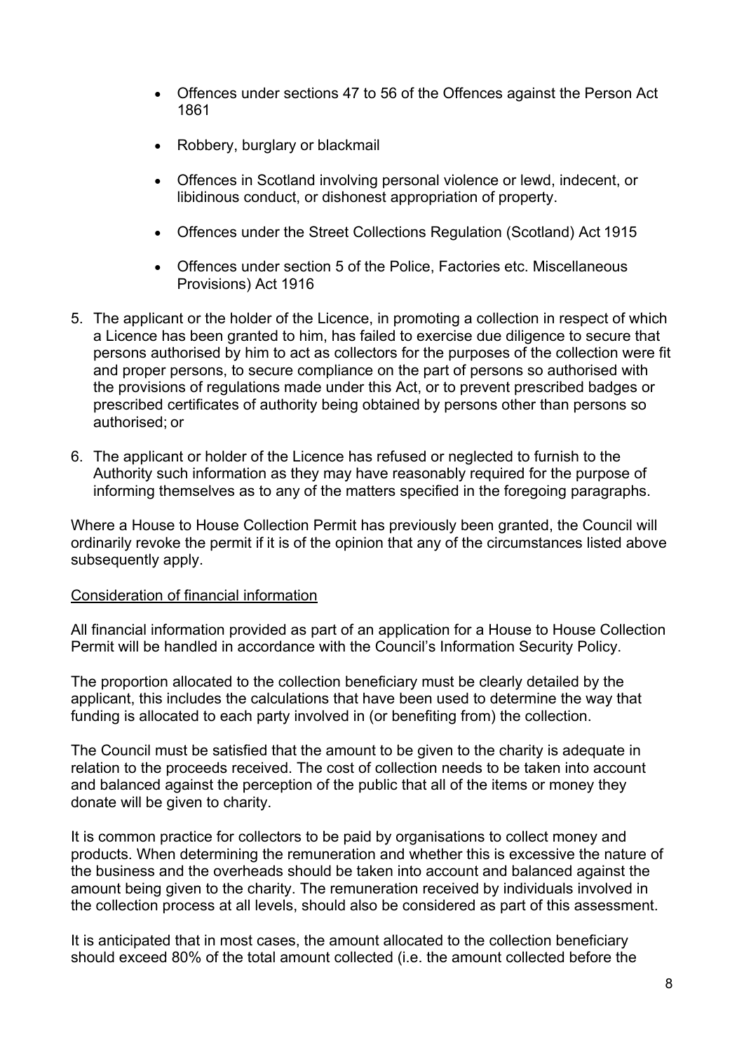- Offences under sections 47 to 56 of the Offences against the Person Act 1861
- Robbery, burglary or blackmail
- Offences in Scotland involving personal violence or lewd, indecent, or libidinous conduct, or dishonest appropriation of property.
- Offences under the Street Collections Regulation (Scotland) Act 1915
- Offences under section 5 of the Police, Factories etc. Miscellaneous Provisions) Act 1916

5. The applicant or the holder of the Licence, in promoting a collection in respect of which a Licence has been granted to him, has failed to exercise due diligence to secure that persons authorised by him to act as collectors for the purposes of the collection were fit and proper persons, to secure compliance on the part of persons so authorised with the provisions of regulations made under this Act, or to prevent prescribed badges or prescribed certificates of authority being obtained by persons other than persons so authorised; or

6. The applicant or holder of the Licence has refused or neglected to furnish to the Authority such information as they may have reasonably required for the purpose of informing themselves as to any of the matters specified in the foregoing paragraphs.

Where a House to House Collection Permit has previously been granted, the Council will ordinarily revoke the permit if it is of the opinion that any of the circumstances listed above subsequently apply.

Consideration of financial information

All financial information provided as part of an application for a House to House Collection Permit will be handled in accordance with the Council's Information Security Policy.

The proportion allocated to the collection beneficiary must be clearly detailed by the applicant, this includes the calculations that have been used to determine the way that funding is allocated to each party involved in (or benefiting from) the collection.

The Council must be satisfied that the amount to be given to the charity is adequate in relation to the proceeds received. The cost of collection needs to be taken into account and balanced against the perception of the public that all of the items or money they donate will be given to charity.

It is common practice for collectors to be paid by organisations to collect money and products. When determining the remuneration and whether this is excessive the nature of the business and the overheads should be taken into account and balanced against the amount being given to the charity. The remuneration received by individuals involved in the collection process at all levels, should also be considered as part of this assessment.

It is anticipated that in most cases, the amount allocated to the collection beneficiary should exceed 80% of the total amount collected (i.e. the amount collected before the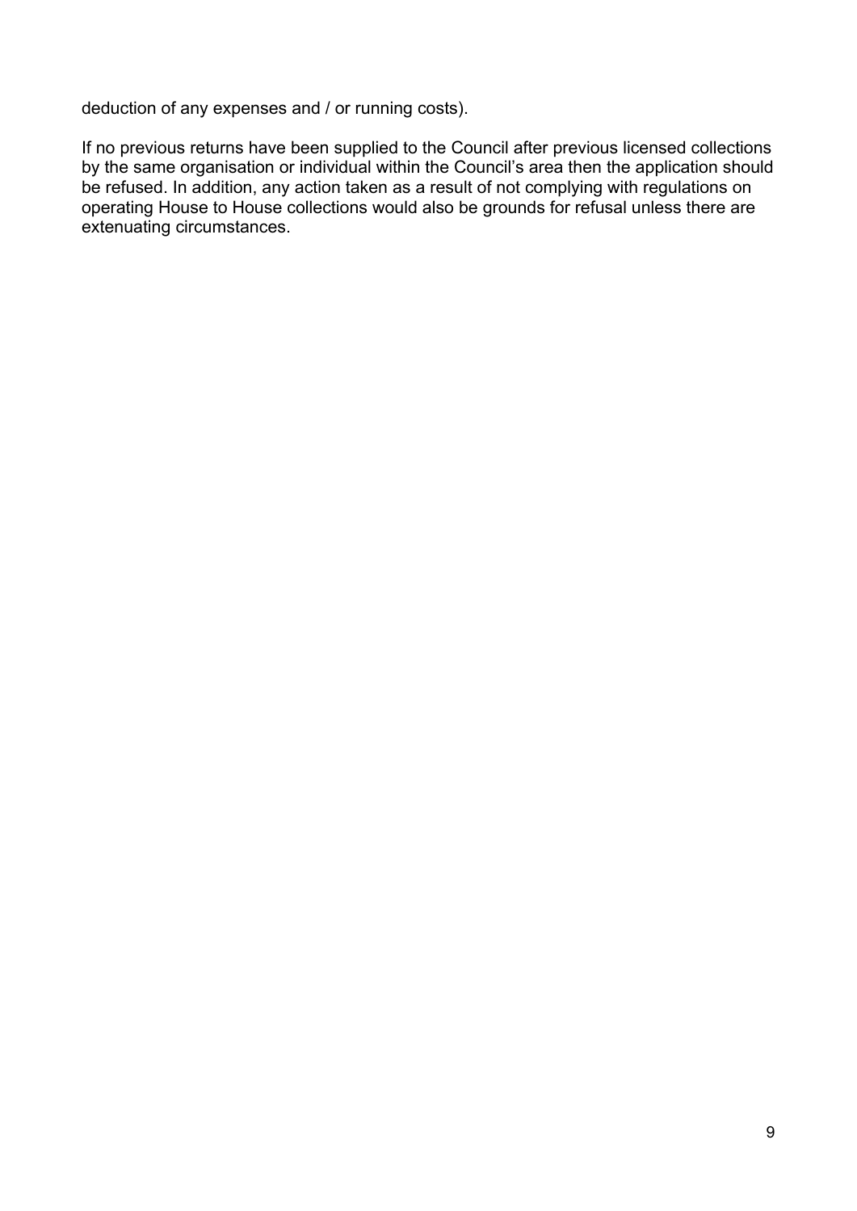deduction of any expenses and / or running costs).

If no previous returns have been supplied to the Council after previous licensed collections by the same organisation or individual within the Council's area then the application should be refused. In addition, any action taken as a result of not complying with regulations on operating House to House collections would also be grounds for refusal unless there are extenuating circumstances.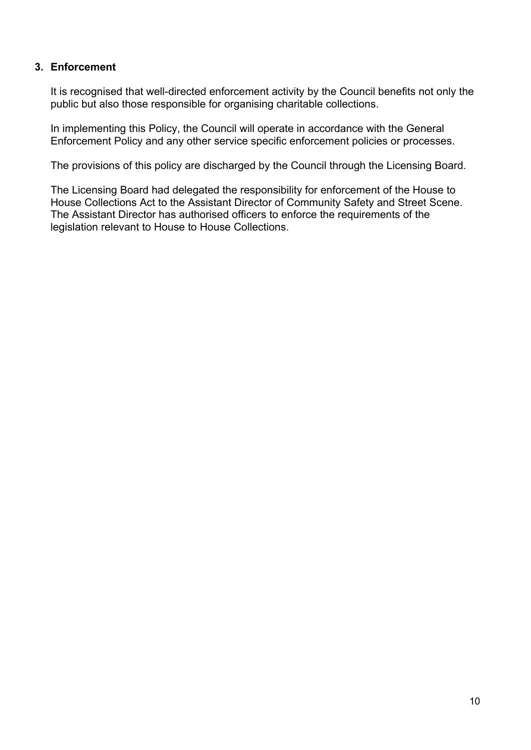## 3. Enforcement

It is recognised that well-directed enforcement activity by the Council benefits not only the public but also those responsible for organising charitable collections.

In implementing this Policy, the Council will operate in accordance with the General Enforcement Policy and any other service specific enforcement policies or processes.

The provisions of this policy are discharged by the Council through the Licensing Board.

The Licensing Board had delegated the responsibility for enforcement of the House to House Collections Act to the Assistant Director of Community Safety and Street Scene. The Assistant Director has authorised officers to enforce the requirements of the legislation relevant to House to House Collections.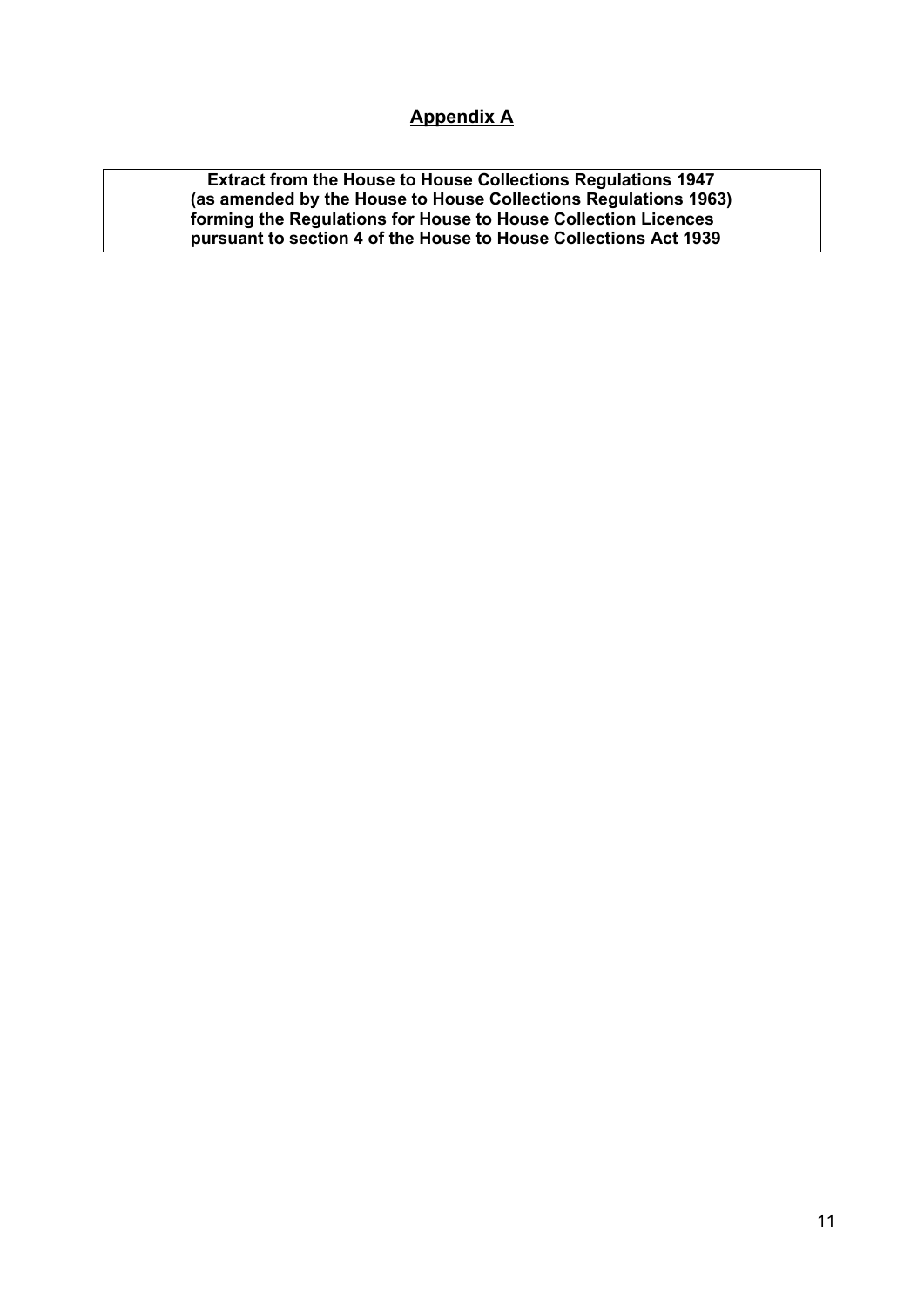## Appendix A

**Extract from the House to House Collections Regulations 1947 (as amended by the House to House Collections Regulations 1963) forming the Regulations for House to House Collection Licences pursuant to section 4 of the House to House Collections Act 1939**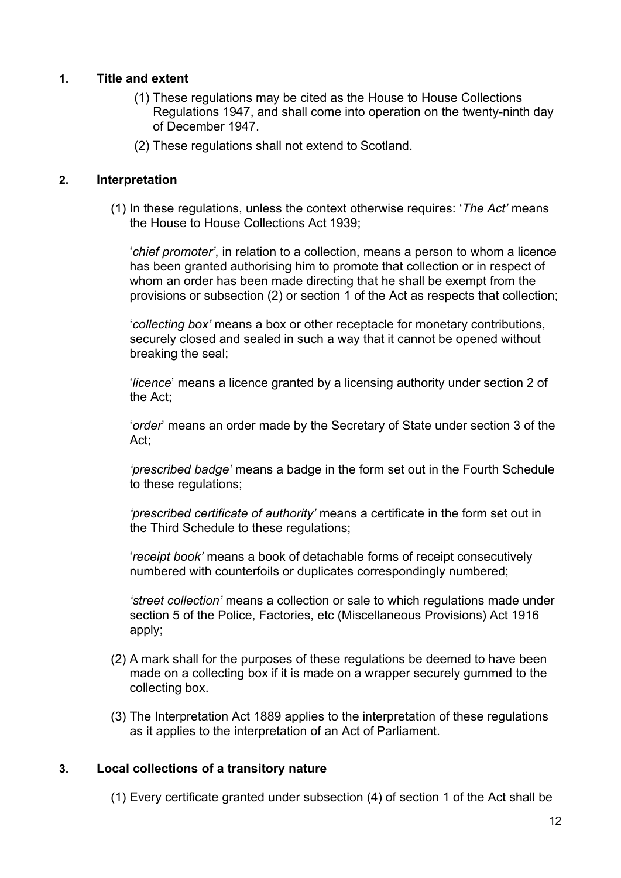## 1. Title and extent

(1) These regulations may be cited as the House to House Collections Regulations 1947, and shall come into operation on the twenty-ninth day of December 1947.

(2) These regulations shall not extend to Scotland.

## 2. Interpretation

(1) In these regulations, unless the context otherwise requires: '*The Act'* means the House to House Collections Act 1939;

'*chief promoter'*, in relation to a collection, means a person to whom a licence has been granted authorising him to promote that collection or in respect of whom an order has been made directing that he shall be exempt from the provisions or subsection (2) or section 1 of the Act as respects that collection;

'*collecting box'* means a box or other receptacle for monetary contributions, securely closed and sealed in such a way that it cannot be opened without breaking the seal;

'*licence*' means a licence granted by a licensing authority under section 2 of the Act;

'*order*' means an order made by the Secretary of State under section 3 of the Act;

*'prescribed badge'* means a badge in the form set out in the Fourth Schedule to these regulations;

*'prescribed certificate of authority'* means a certificate in the form set out in the Third Schedule to these regulations;

'*receipt book'* means a book of detachable forms of receipt consecutively numbered with counterfoils or duplicates correspondingly numbered;

*'street collection'* means a collection or sale to which regulations made under section 5 of the Police, Factories, etc (Miscellaneous Provisions) Act 1916 apply;

(2) A mark shall for the purposes of these regulations be deemed to have been made on a collecting box if it is made on a wrapper securely gummed to the collecting box.

(3) The Interpretation Act 1889 applies to the interpretation of these regulations as it applies to the interpretation of an Act of Parliament.

## 3. Local collections of a transitory nature

(1) Every certificate granted under subsection (4) of section 1 of the Act shall be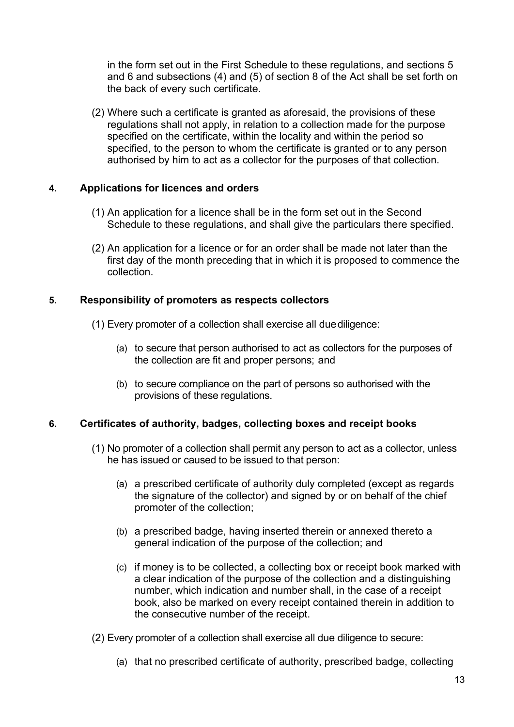in the form set out in the First Schedule to these regulations, and sections 5 and 6 and subsections (4) and (5) of section 8 of the Act shall be set forth on the back of every such certificate.

(2) Where such a certificate is granted as aforesaid, the provisions of these regulations shall not apply, in relation to a collection made for the purpose specified on the certificate, within the locality and within the period so specified, to the person to whom the certificate is granted or to any person authorised by him to act as a collector for the purposes of that collection.

### 4. Applications for licences and orders

(1) An application for a licence shall be in the form set out in the Second Schedule to these regulations, and shall give the particulars there specified.

(2) An application for a licence or for an order shall be made not later than the first day of the month preceding that in which it is proposed to commence the collection.

### 5. Responsibility of promoters as respects collectors

(1) Every promoter of a collection shall exercise all due diligence:

(a) to secure that person authorised to act as collectors for the purposes of the collection are fit and proper persons; and

(b) to secure compliance on the part of persons so authorised with the provisions of these regulations.

### 6. Certificates of authority, badges, collecting boxes and receipt books

(1) No promoter of a collection shall permit any person to act as a collector, unless he has issued or caused to be issued to that person:

(a) a prescribed certificate of authority duly completed (except as regards the signature of the collector) and signed by or on behalf of the chief promoter of the collection;

(b) a prescribed badge, having inserted therein or annexed thereto a general indication of the purpose of the collection; and

(c) if money is to be collected, a collecting box or receipt book marked with a clear indication of the purpose of the collection and a distinguishing number, which indication and number shall, in the case of a receipt book, also be marked on every receipt contained therein in addition to the consecutive number of the receipt.

(2) Every promoter of a collection shall exercise all due diligence to secure:

(a) that no prescribed certificate of authority, prescribed badge, collecting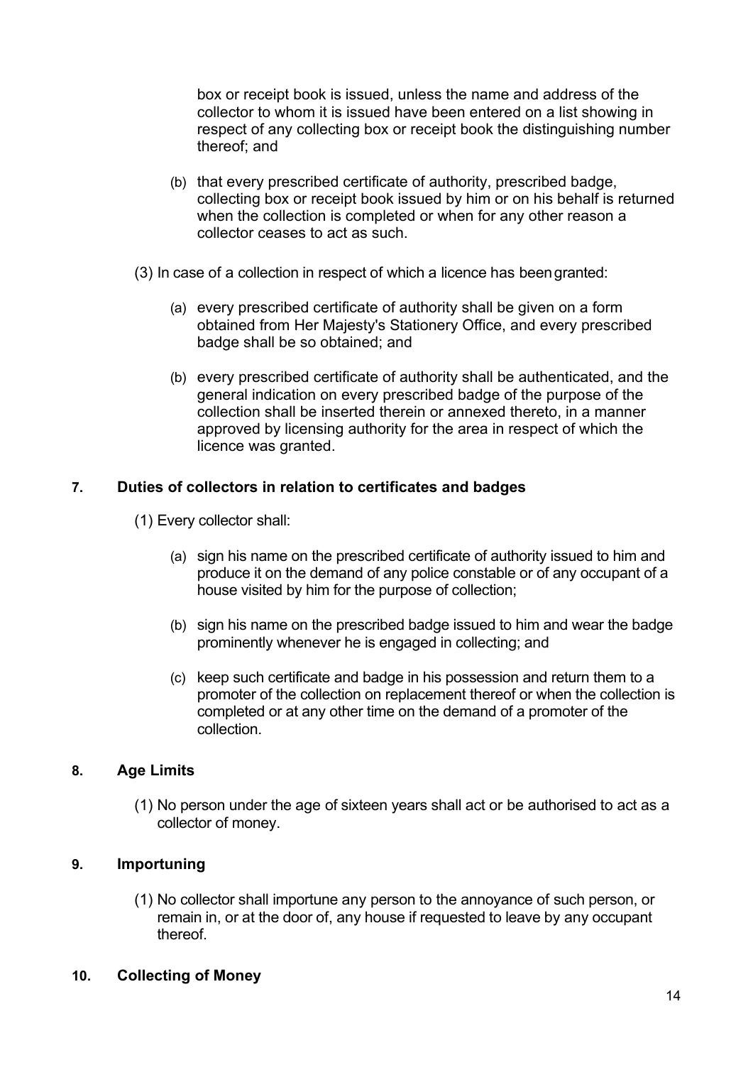box or receipt book is issued, unless the name and address of the collector to whom it is issued have been entered on a list showing in respect of any collecting box or receipt book the distinguishing number thereof; and

(b) that every prescribed certificate of authority, prescribed badge, collecting box or receipt book issued by him or on his behalf is returned when the collection is completed or when for any other reason a collector ceases to act as such.

(3) In case of a collection in respect of which a licence has been granted:

(a) every prescribed certificate of authority shall be given on a form obtained from Her Majesty's Stationery Office, and every prescribed badge shall be so obtained; and

(b) every prescribed certificate of authority shall be authenticated, and the general indication on every prescribed badge of the purpose of the collection shall be inserted therein or annexed thereto, in a manner approved by licensing authority for the area in respect of which the licence was granted.

## 7. Duties of collectors in relation to certificates and badges

(1) Every collector shall:

(a) sign his name on the prescribed certificate of authority issued to him and produce it on the demand of any police constable or of any occupant of a house visited by him for the purpose of collection;

(b) sign his name on the prescribed badge issued to him and wear the badge prominently whenever he is engaged in collecting; and

(c) keep such certificate and badge in his possession and return them to a promoter of the collection on replacement thereof or when the collection is completed or at any other time on the demand of a promoter of the collection.

## 8. Age Limits

(1) No person under the age of sixteen years shall act or be authorised to act as a collector of money.

## 9. Importuning

(1) No collector shall importune any person to the annoyance of such person, or remain in, or at the door of, any house if requested to leave by any occupant thereof.

## 10. Collecting of Money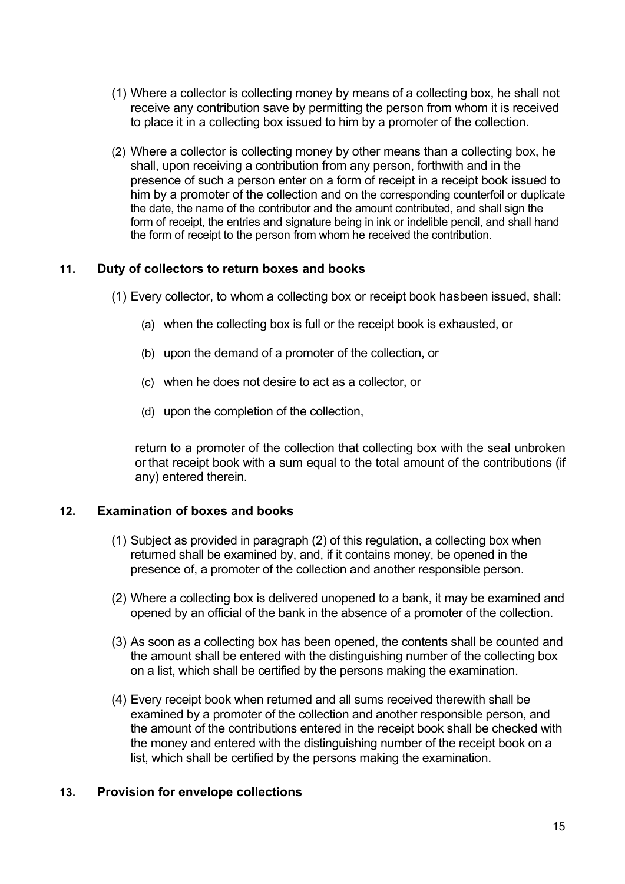(1) Where a collector is collecting money by means of a collecting box, he shall not receive any contribution save by permitting the person from whom it is received to place it in a collecting box issued to him by a promoter of the collection.

(2) Where a collector is collecting money by other means than a collecting box, he shall, upon receiving a contribution from any person, forthwith and in the presence of such a person enter on a form of receipt in a receipt book issued to him by a promoter of the collection and on the corresponding counterfoil or duplicate the date, the name of the contributor and the amount contributed, and shall sign the form of receipt, the entries and signature being in ink or indelible pencil, and shall hand the form of receipt to the person from whom he received the contribution.

## 11. Duty of collectors to return boxes and books

(1) Every collector, to whom a collecting box or receipt book has been issued, shall:

(a) when the collecting box is full or the receipt book is exhausted, or

(b) upon the demand of a promoter of the collection, or

(c) when he does not desire to act as a collector, or

(d) upon the completion of the collection,

return to a promoter of the collection that collecting box with the seal unbroken or that receipt book with a sum equal to the total amount of the contributions (if any) entered therein.

## 12. Examination of boxes and books

(1) Subject as provided in paragraph (2) of this regulation, a collecting box when returned shall be examined by, and, if it contains money, be opened in the presence of, a promoter of the collection and another responsible person.

(2) Where a collecting box is delivered unopened to a bank, it may be examined and opened by an official of the bank in the absence of a promoter of the collection.

(3) As soon as a collecting box has been opened, the contents shall be counted and the amount shall be entered with the distinguishing number of the collecting box on a list, which shall be certified by the persons making the examination.

(4) Every receipt book when returned and all sums received therewith shall be examined by a promoter of the collection and another responsible person, and the amount of the contributions entered in the receipt book shall be checked with the money and entered with the distinguishing number of the receipt book on a list, which shall be certified by the persons making the examination.

## 13. Provision for envelope collections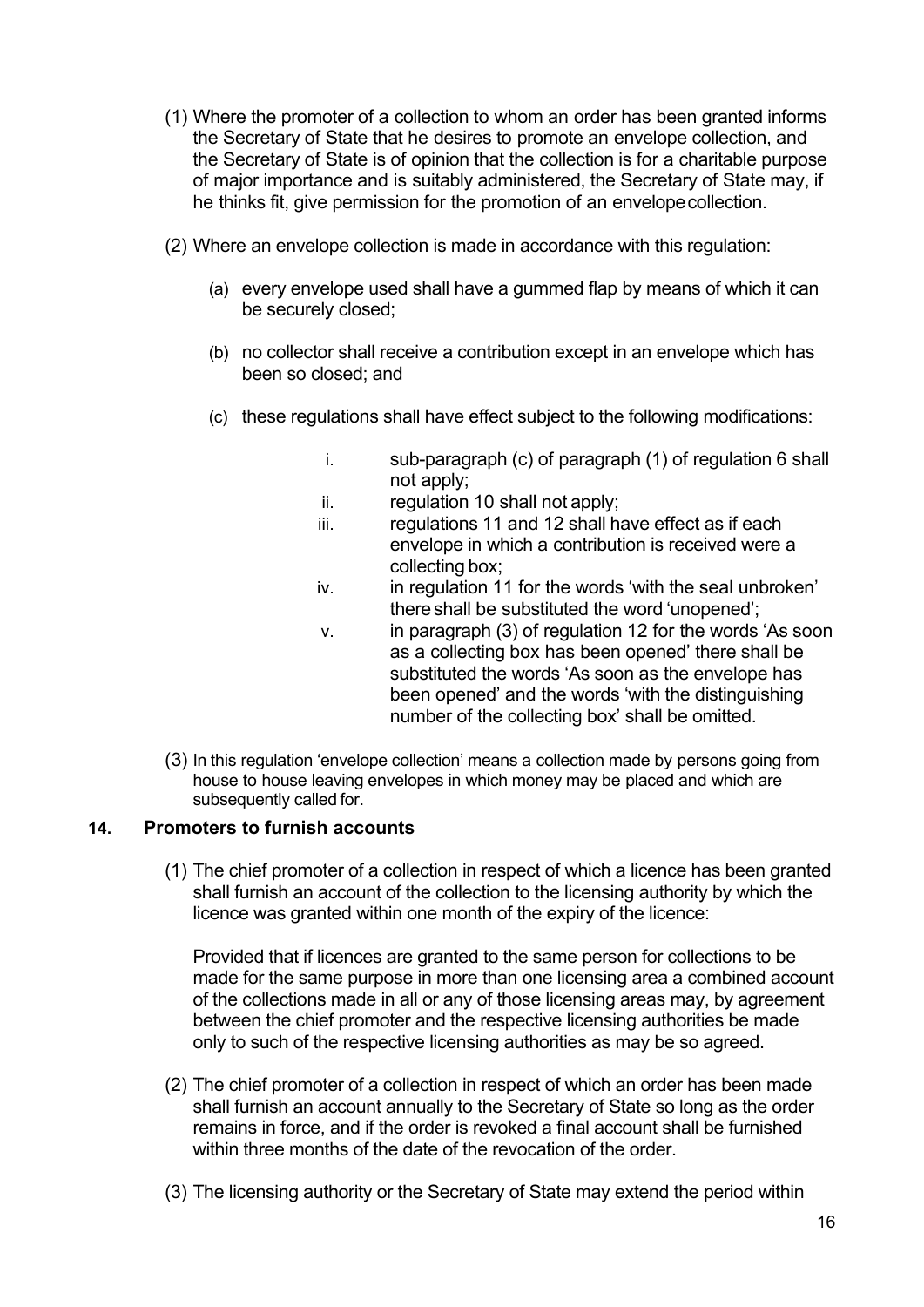(1) Where the promoter of a collection to whom an order has been granted informs the Secretary of State that he desires to promote an envelope collection, and the Secretary of State is of opinion that the collection is for a charitable purpose of major importance and is suitably administered, the Secretary of State may, if he thinks fit, give permission for the promotion of an envelope collection.

(2) Where an envelope collection is made in accordance with this regulation:

(a) every envelope used shall have a gummed flap by means of which it can be securely closed;

(b) no collector shall receive a contribution except in an envelope which has been so closed; and

(c) these regulations shall have effect subject to the following modifications:

i. sub-paragraph (c) of paragraph (1) of regulation 6 shall not apply;
ii. regulation 10 shall not apply;
iii. regulations 11 and 12 shall have effect as if each envelope in which a contribution is received were a collecting box;
iv. in regulation 11 for the words 'with the seal unbroken' there shall be substituted the word 'unopened';
v. in paragraph (3) of regulation 12 for the words 'As soon as a collecting box has been opened' there shall be substituted the words 'As soon as the envelope has been opened' and the words 'with the distinguishing number of the collecting box' shall be omitted.

(3) In this regulation 'envelope collection' means a collection made by persons going from house to house leaving envelopes in which money may be placed and which are subsequently called for.

### 14. Promoters to furnish accounts

(1) The chief promoter of a collection in respect of which a licence has been granted shall furnish an account of the collection to the licensing authority by which the licence was granted within one month of the expiry of the licence:

Provided that if licences are granted to the same person for collections to be made for the same purpose in more than one licensing area a combined account of the collections made in all or any of those licensing areas may, by agreement between the chief promoter and the respective licensing authorities be made only to such of the respective licensing authorities as may be so agreed.

(2) The chief promoter of a collection in respect of which an order has been made shall furnish an account annually to the Secretary of State so long as the order remains in force, and if the order is revoked a final account shall be furnished within three months of the date of the revocation of the order.

(3) The licensing authority or the Secretary of State may extend the period within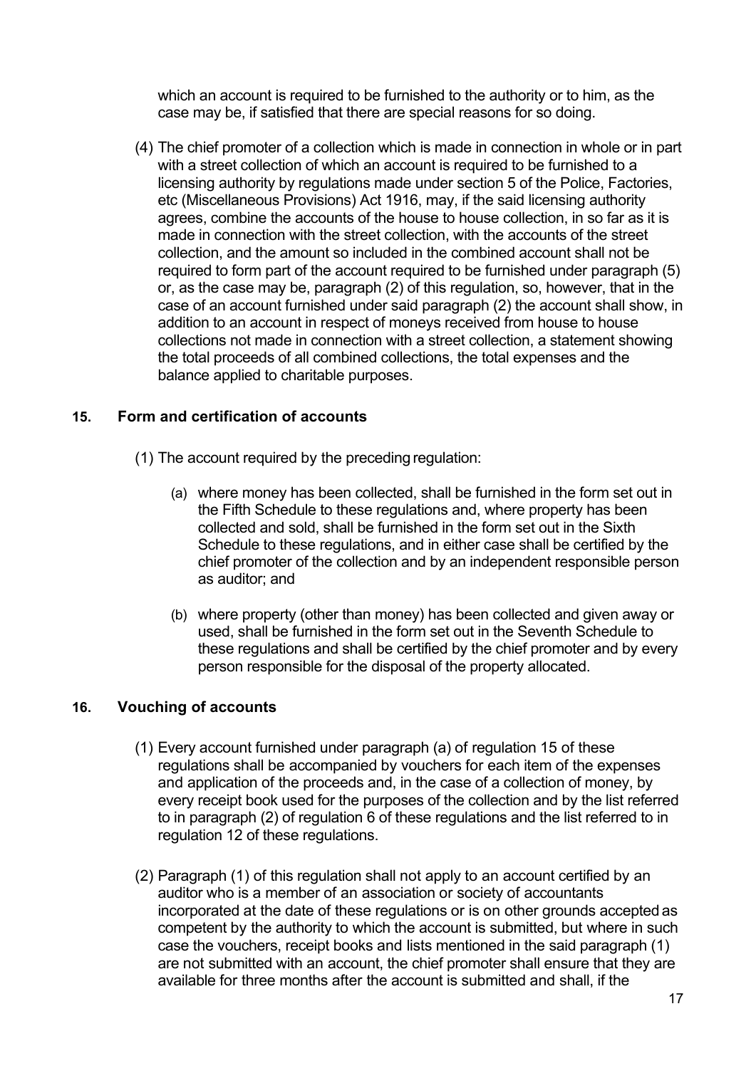which an account is required to be furnished to the authority or to him, as the case may be, if satisfied that there are special reasons for so doing.

(4) The chief promoter of a collection which is made in connection in whole or in part with a street collection of which an account is required to be furnished to a licensing authority by regulations made under section 5 of the Police, Factories, etc (Miscellaneous Provisions) Act 1916, may, if the said licensing authority agrees, combine the accounts of the house to house collection, in so far as it is made in connection with the street collection, with the accounts of the street collection, and the amount so included in the combined account shall not be required to form part of the account required to be furnished under paragraph (5) or, as the case may be, paragraph (2) of this regulation, so, however, that in the case of an account furnished under said paragraph (2) the account shall show, in addition to an account in respect of moneys received from house to house collections not made in connection with a street collection, a statement showing the total proceeds of all combined collections, the total expenses and the balance applied to charitable purposes.

## 15. Form and certification of accounts

(1) The account required by the preceding regulation:

(a) where money has been collected, shall be furnished in the form set out in the Fifth Schedule to these regulations and, where property has been collected and sold, shall be furnished in the form set out in the Sixth Schedule to these regulations, and in either case shall be certified by the chief promoter of the collection and by an independent responsible person as auditor; and

(b) where property (other than money) has been collected and given away or used, shall be furnished in the form set out in the Seventh Schedule to these regulations and shall be certified by the chief promoter and by every person responsible for the disposal of the property allocated.

## 16. Vouching of accounts

(1) Every account furnished under paragraph (a) of regulation 15 of these regulations shall be accompanied by vouchers for each item of the expenses and application of the proceeds and, in the case of a collection of money, by every receipt book used for the purposes of the collection and by the list referred to in paragraph (2) of regulation 6 of these regulations and the list referred to in regulation 12 of these regulations.

(2) Paragraph (1) of this regulation shall not apply to an account certified by an auditor who is a member of an association or society of accountants incorporated at the date of these regulations or is on other grounds accepted as competent by the authority to which the account is submitted, but where in such case the vouchers, receipt books and lists mentioned in the said paragraph (1) are not submitted with an account, the chief promoter shall ensure that they are available for three months after the account is submitted and shall, if the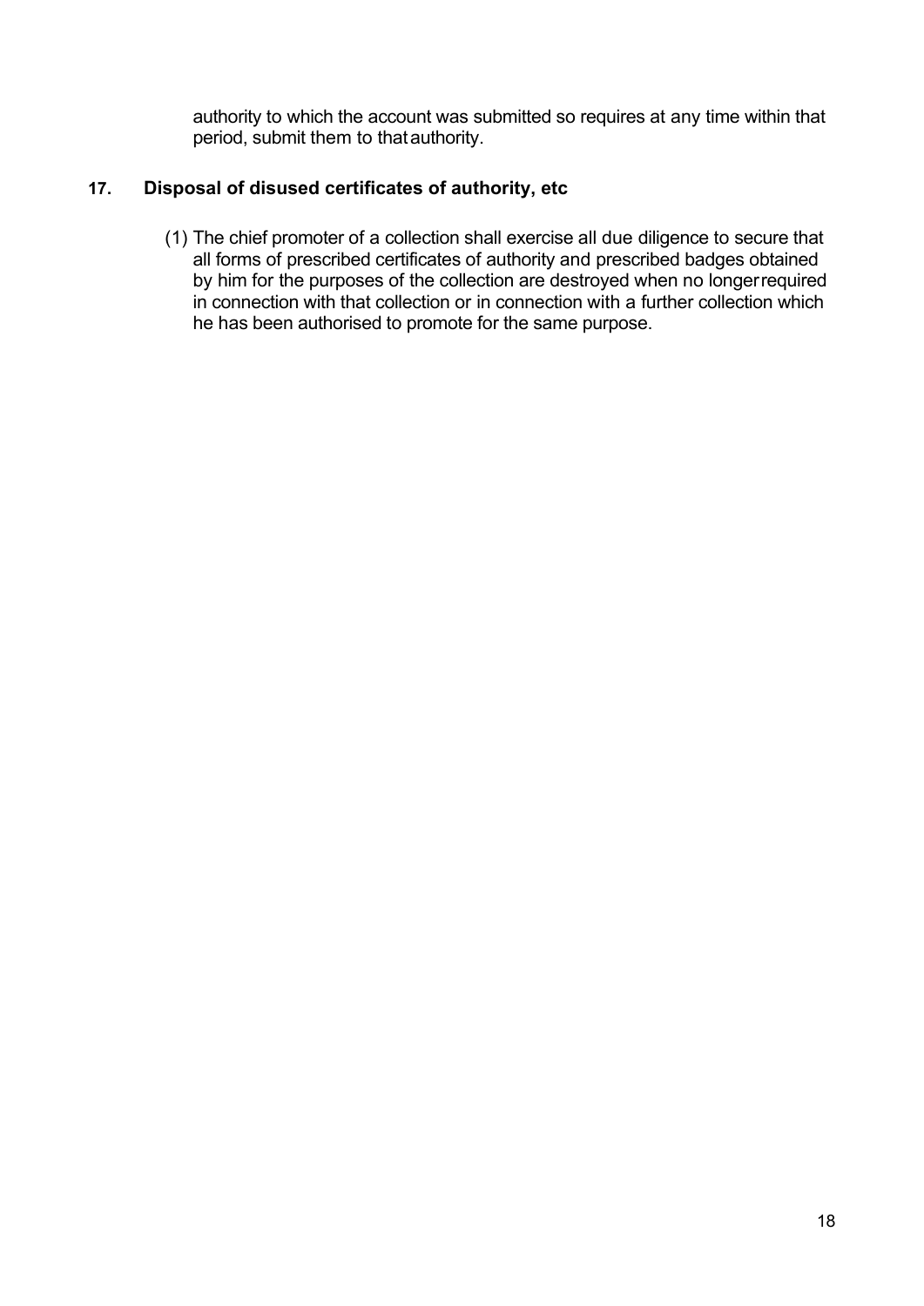authority to which the account was submitted so requires at any time within that period, submit them to that authority.

## 17. Disposal of disused certificates of authority, etc

(1) The chief promoter of a collection shall exercise all due diligence to secure that all forms of prescribed certificates of authority and prescribed badges obtained by him for the purposes of the collection are destroyed when no longer required in connection with that collection or in connection with a further collection which he has been authorised to promote for the same purpose.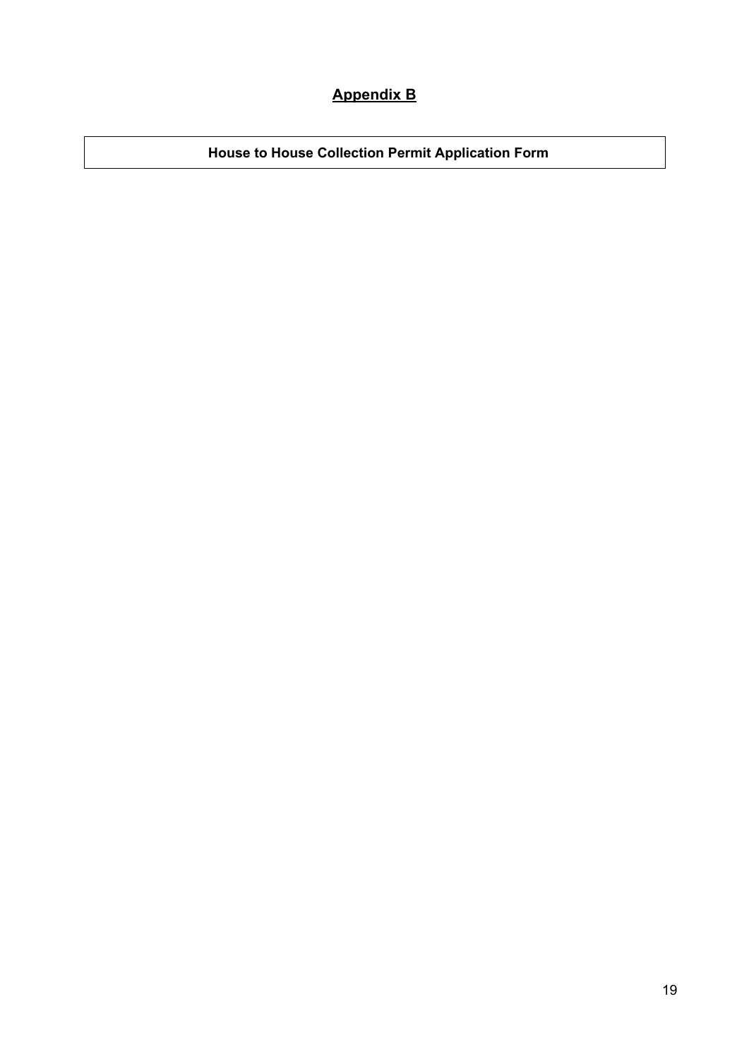## <u>Appendix B</u>

| **House to House Collection Permit Application Form** |
|---|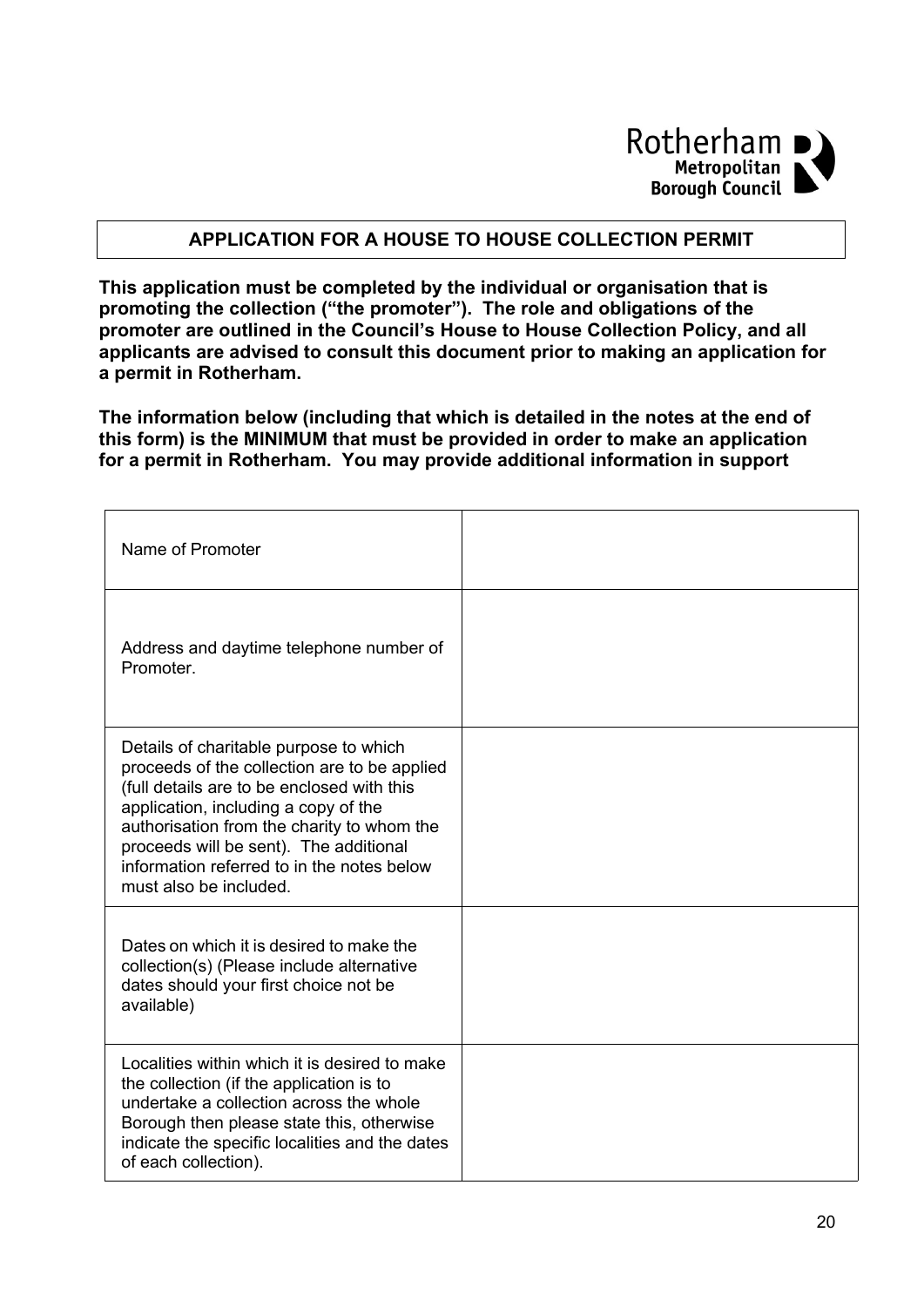Rotherham Metropolitan Borough Council

## APPLICATION FOR A HOUSE TO HOUSE COLLECTION PERMIT

**This application must be completed by the individual or organisation that is promoting the collection ("the promoter"). The role and obligations of the promoter are outlined in the Council's House to House Collection Policy, and all applicants are advised to consult this document prior to making an application for a permit in Rotherham.**

**The information below (including that which is detailed in the notes at the end of this form) is the MINIMUM that must be provided in order to make an application for a permit in Rotherham. You may provide additional information in support**

| | |
|---|---|
| Name of Promoter | |
| Address and daytime telephone number of Promoter. | |
| Details of charitable purpose to which proceeds of the collection are to be applied (full details are to be enclosed with this application, including a copy of the authorisation from the charity to whom the proceeds will be sent). The additional information referred to in the notes below must also be included. | |
| Dates on which it is desired to make the collection(s) (Please include alternative dates should your first choice not be available) | |
| Localities within which it is desired to make the collection (if the application is to undertake a collection across the whole Borough then please state this, otherwise indicate the specific localities and the dates of each collection). | |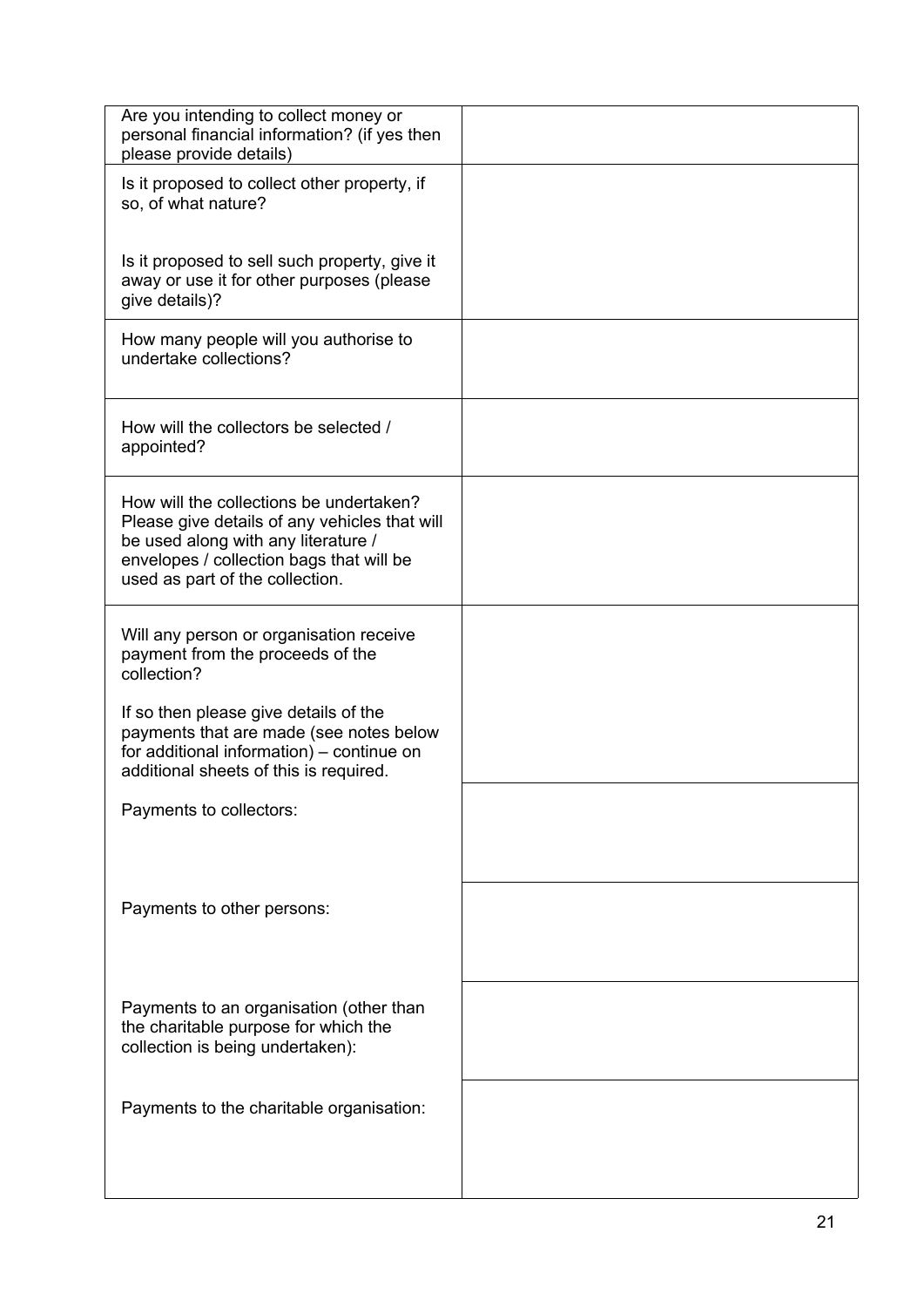| | |
|---|---|
| Are you intending to collect money or personal financial information? (if yes then please provide details) | |
| Is it proposed to collect other property, if so, of what nature?<br><br>Is it proposed to sell such property, give it away or use it for other purposes (please give details)? | |
| How many people will you authorise to undertake collections? | |
| How will the collectors be selected / appointed? | |
| How will the collections be undertaken? Please give details of any vehicles that will be used along with any literature / envelopes / collection bags that will be used as part of the collection. | |
| Will any person or organisation receive payment from the proceeds of the collection?<br><br>If so then please give details of the payments that are made (see notes below for additional information) – continue on additional sheets of this is required. | |
| Payments to collectors: | |
| Payments to other persons: | |
| Payments to an organisation (other than the charitable purpose for which the collection is being undertaken): | |
| Payments to the charitable organisation: | |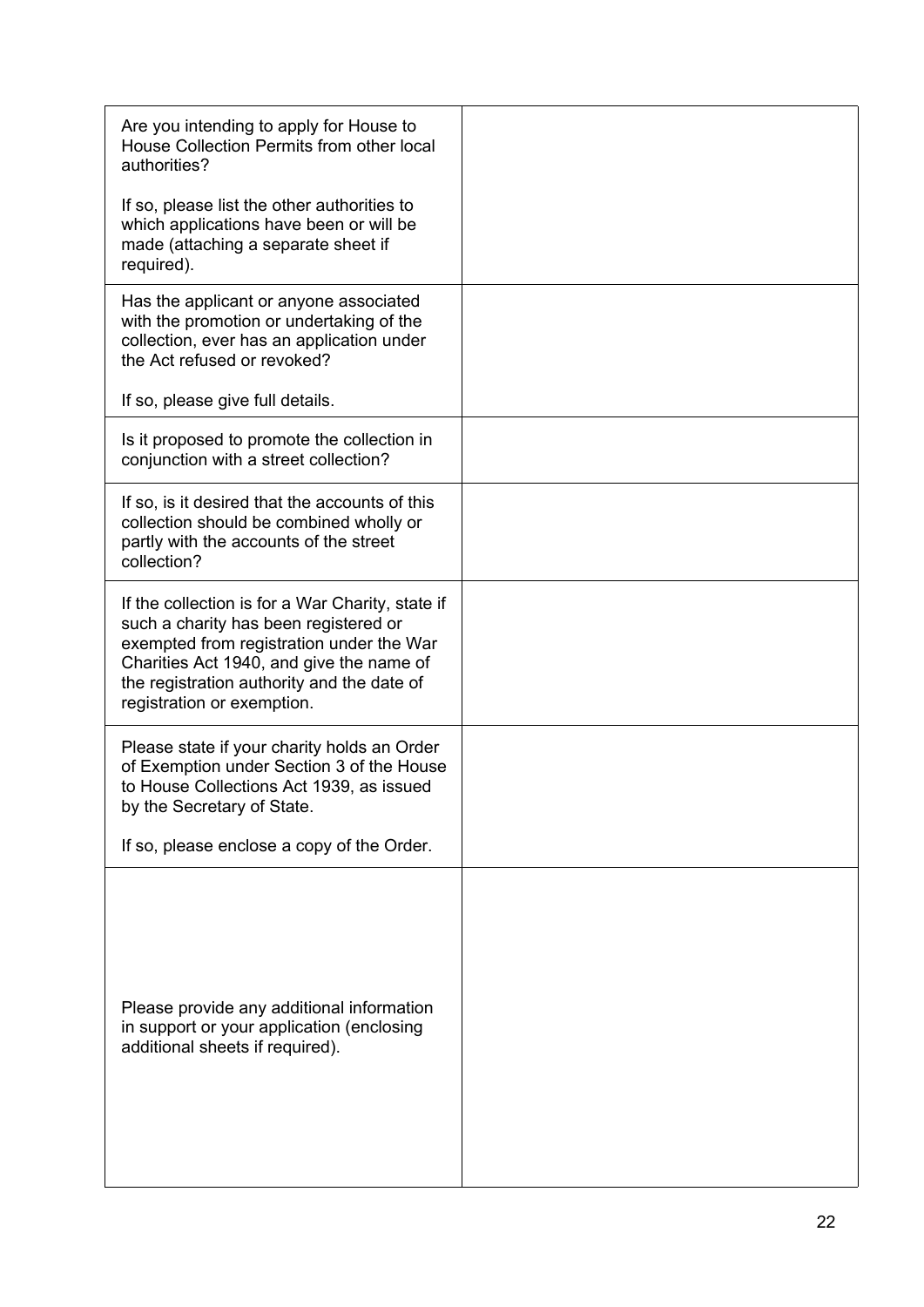| | |
|---|---|
| Are you intending to apply for House to House Collection Permits from other local authorities?<br><br>If so, please list the other authorities to which applications have been or will be made (attaching a separate sheet if required). | |
| Has the applicant or anyone associated with the promotion or undertaking of the collection, ever has an application under the Act refused or revoked?<br><br>If so, please give full details. | |
| Is it proposed to promote the collection in conjunction with a street collection? | |
| If so, is it desired that the accounts of this collection should be combined wholly or partly with the accounts of the street collection? | |
| If the collection is for a War Charity, state if such a charity has been registered or exempted from registration under the War Charities Act 1940, and give the name of the registration authority and the date of registration or exemption. | |
| Please state if your charity holds an Order of Exemption under Section 3 of the House to House Collections Act 1939, as issued by the Secretary of State.<br><br>If so, please enclose a copy of the Order. | |
| Please provide any additional information in support or your application (enclosing additional sheets if required). | |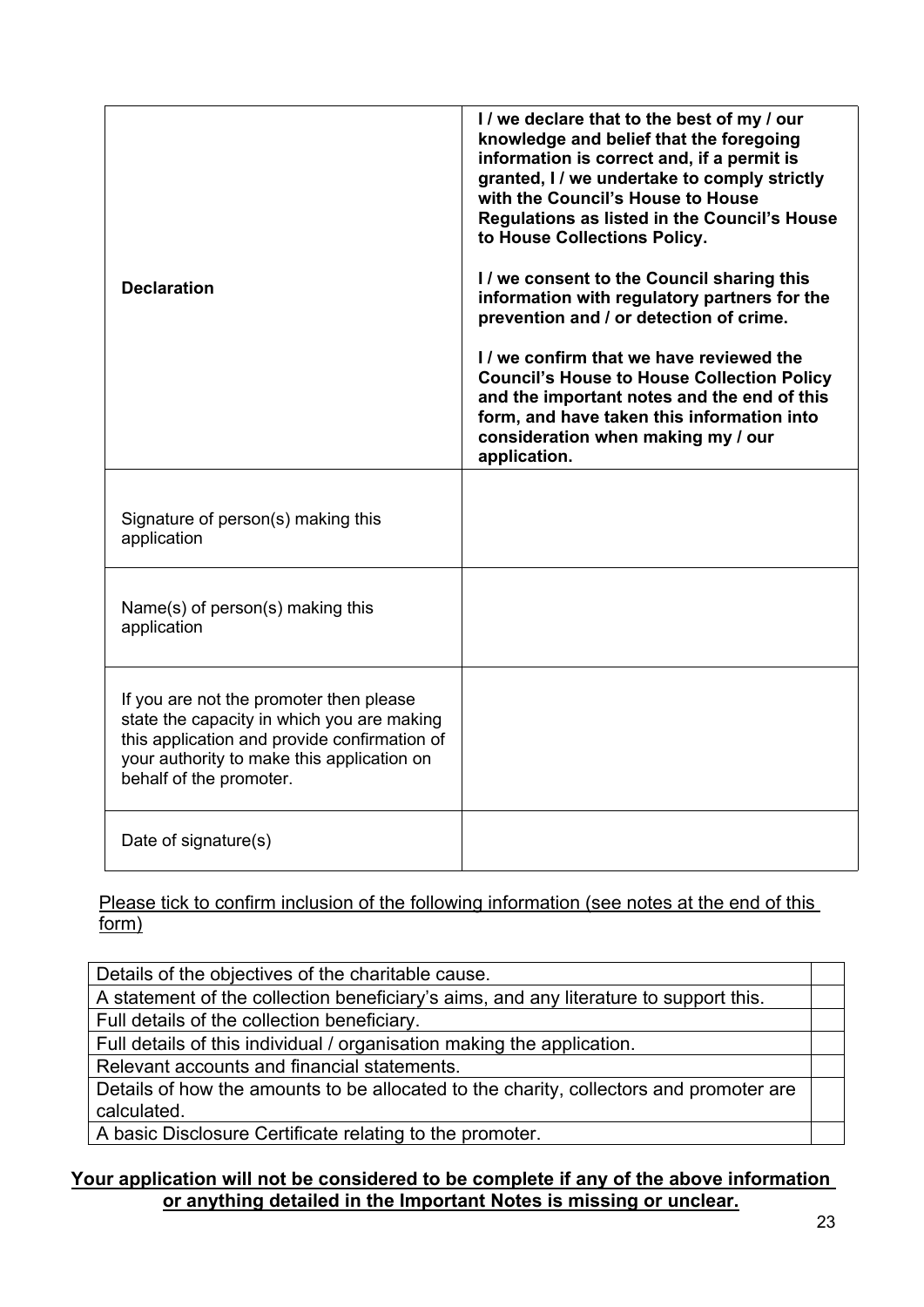| | |
|---|---|
| **Declaration** | **I / we declare that to the best of my / our knowledge and belief that the foregoing information is correct and, if a permit is granted, I / we undertake to comply strictly with the Council's House to House Regulations as listed in the Council's House to House Collections Policy.**<br><br>**I / we consent to the Council sharing this information with regulatory partners for the prevention and / or detection of crime.**<br><br>**I / we confirm that we have reviewed the Council's House to House Collection Policy and the important notes and the end of this form, and have taken this information into consideration when making my / our application.** |
| Signature of person(s) making this application | |
| Name(s) of person(s) making this application | |
| If you are not the promoter then please state the capacity in which you are making this application and provide confirmation of your authority to make this application on behalf of the promoter. | |
| Date of signature(s) | |

<u>Please tick to confirm inclusion of the following information (see notes at the end of this form)</u>

| | |
|---|---|
| Details of the objectives of the charitable cause. | |
| A statement of the collection beneficiary's aims, and any literature to support this. | |
| Full details of the collection beneficiary. | |
| Full details of this individual / organisation making the application. | |
| Relevant accounts and financial statements. | |
| Details of how the amounts to be allocated to the charity, collectors and promoter are calculated. | |
| A basic Disclosure Certificate relating to the promoter. | |

**<u>Your application will not be considered to be complete if any of the above information or anything detailed in the Important Notes is missing or unclear.</u>**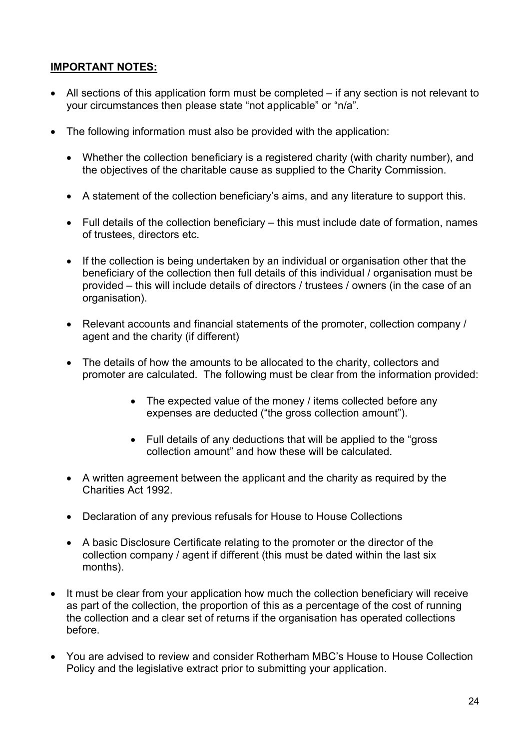**IMPORTANT NOTES:**

- All sections of this application form must be completed – if any section is not relevant to your circumstances then please state "not applicable" or "n/a".
- The following information must also be provided with the application:
  - Whether the collection beneficiary is a registered charity (with charity number), and the objectives of the charitable cause as supplied to the Charity Commission.
  - A statement of the collection beneficiary's aims, and any literature to support this.
  - Full details of the collection beneficiary – this must include date of formation, names of trustees, directors etc.
  - If the collection is being undertaken by an individual or organisation other that the beneficiary of the collection then full details of this individual / organisation must be provided – this will include details of directors / trustees / owners (in the case of an organisation).
  - Relevant accounts and financial statements of the promoter, collection company / agent and the charity (if different)
  - The details of how the amounts to be allocated to the charity, collectors and promoter are calculated. The following must be clear from the information provided:
    - The expected value of the money / items collected before any expenses are deducted ("the gross collection amount").
    - Full details of any deductions that will be applied to the "gross collection amount" and how these will be calculated.
  - A written agreement between the applicant and the charity as required by the Charities Act 1992.
  - Declaration of any previous refusals for House to House Collections
  - A basic Disclosure Certificate relating to the promoter or the director of the collection company / agent if different (this must be dated within the last six months).
- It must be clear from your application how much the collection beneficiary will receive as part of the collection, the proportion of this as a percentage of the cost of running the collection and a clear set of returns if the organisation has operated collections before.
- You are advised to review and consider Rotherham MBC's House to House Collection Policy and the legislative extract prior to submitting your application.